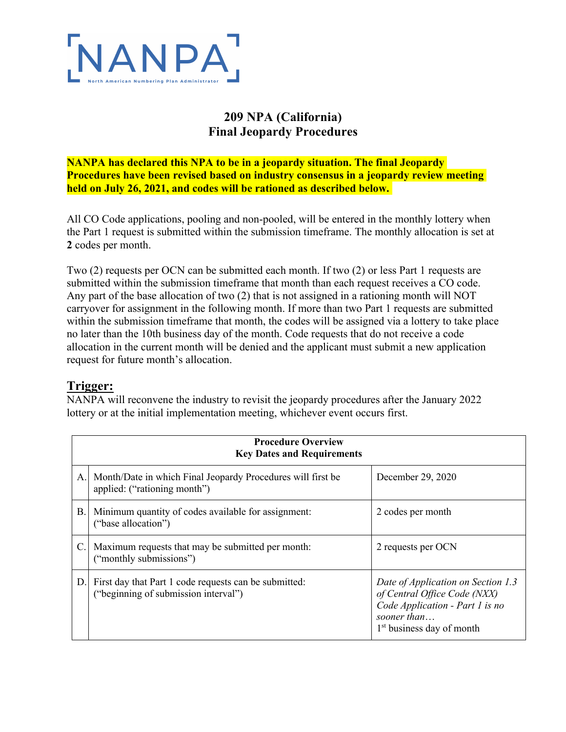# 209 NPA (California)
## Final Jeopardy Procedures

**NANPA has declared this NPA to be in a jeopardy situation. The final Jeopardy Procedures have been revised based on industry consensus in a jeopardy review meeting held on July 26, 2021, and codes will be rationed as described below.**

All CO Code applications, pooling and non-pooled, will be entered in the monthly lottery when the Part 1 request is submitted within the submission timeframe. The monthly allocation is set at **2** codes per month.

Two (2) requests per OCN can be submitted each month. If two (2) or less Part 1 requests are submitted within the submission timeframe that month than each request receives a CO code. Any part of the base allocation of two (2) that is not assigned in a rationing month will NOT carryover for assignment in the following month. If more than two Part 1 requests are submitted within the submission timeframe that month, the codes will be assigned via a lottery to take place no later than the 10th business day of the month. Code requests that do not receive a code allocation in the current month will be denied and the applicant must submit a new application request for future month's allocation.

## Trigger:

NANPA will reconvene the industry to revisit the jeopardy procedures after the January 2022 lottery or at the initial implementation meeting, whichever event occurs first.

| **Procedure Overview<br>Key Dates and Requirements** | | |
|---|---|---|
| A. | Month/Date in which Final Jeopardy Procedures will first be applied: ("rationing month") | December 29, 2020 |
| B. | Minimum quantity of codes available for assignment: ("base allocation") | 2 codes per month |
| C. | Maximum requests that may be submitted per month: ("monthly submissions") | 2 requests per OCN |
| D. | First day that Part 1 code requests can be submitted: ("beginning of submission interval") | *Date of Application on Section 1.3 of Central Office Code (NXX) Code Application - Part 1 is no sooner than…*<br>1st business day of month |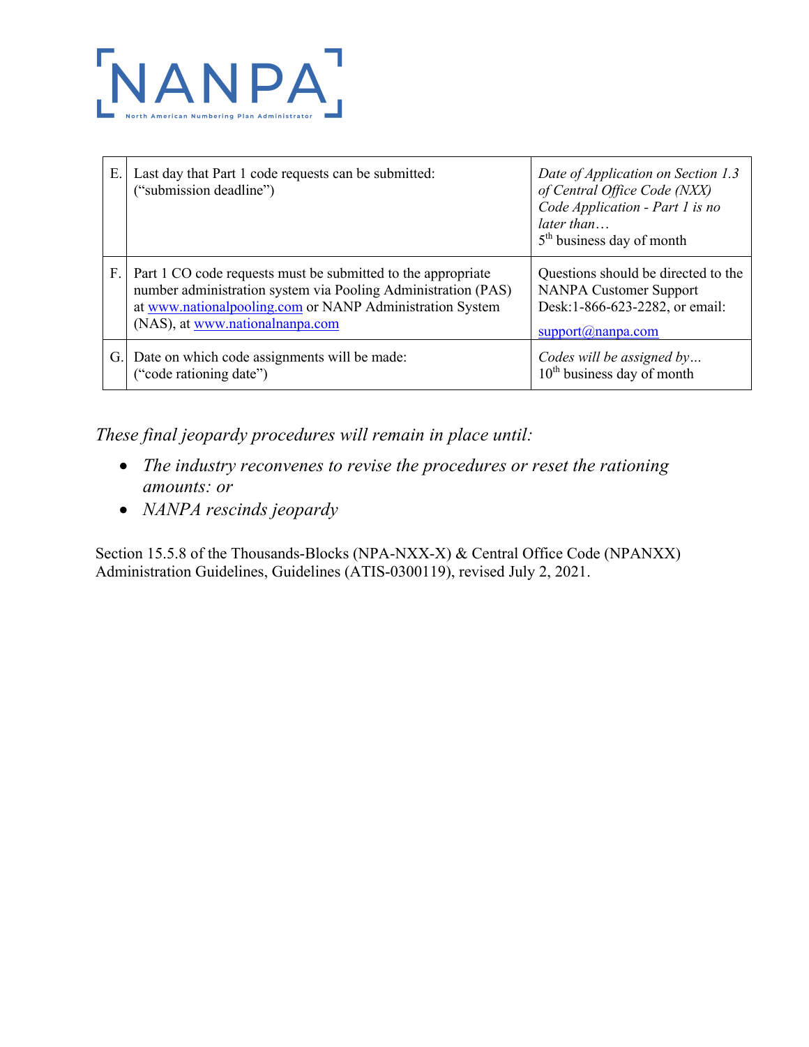| | | |
|---|---|---|
| E. | Last day that Part 1 code requests can be submitted: ("submission deadline") | *Date of Application on Section 1.3 of Central Office Code (NXX) Code Application - Part 1 is no later than…* 5th business day of month |
| F. | Part 1 CO code requests must be submitted to the appropriate number administration system via Pooling Administration (PAS) at www.nationalpooling.com or NANP Administration System (NAS), at www.nationalnanpa.com | Questions should be directed to the NANPA Customer Support Desk:1-866-623-2282, or email: support@nanpa.com |
| G. | Date on which code assignments will be made: ("code rationing date") | *Codes will be assigned by…* 10th business day of month |

*These final jeopardy procedures will remain in place until:*

- *The industry reconvenes to revise the procedures or reset the rationing amounts: or*
- *NANPA rescinds jeopardy*

Section 15.5.8 of the Thousands-Blocks (NPA-NXX-X) & Central Office Code (NPANXX) Administration Guidelines, Guidelines (ATIS-0300119), revised July 2, 2021.